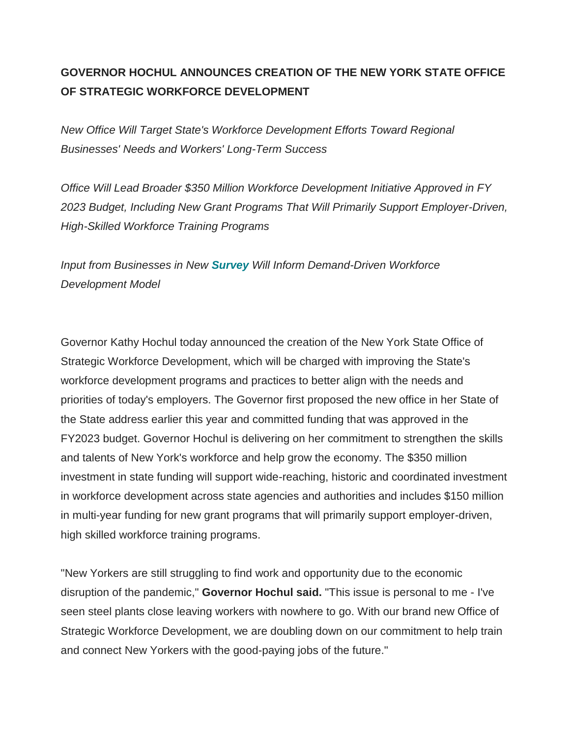# GOVERNOR HOCHUL ANNOUNCES CREATION OF THE NEW YORK STATE OFFICE OF STRATEGIC WORKFORCE DEVELOPMENT

*New Office Will Target State's Workforce Development Efforts Toward Regional Businesses' Needs and Workers' Long-Term Success*

*Office Will Lead Broader $350 Million Workforce Development Initiative Approved in FY 2023 Budget, Including New Grant Programs That Will Primarily Support Employer-Driven, High-Skilled Workforce Training Programs*

*Input from Businesses in New **Survey** Will Inform Demand-Driven Workforce Development Model*

Governor Kathy Hochul today announced the creation of the New York State Office of Strategic Workforce Development, which will be charged with improving the State's workforce development programs and practices to better align with the needs and priorities of today's employers. The Governor first proposed the new office in her State of the State address earlier this year and committed funding that was approved in the FY2023 budget. Governor Hochul is delivering on her commitment to strengthen the skills and talents of New York's workforce and help grow the economy. The $350 million investment in state funding will support wide-reaching, historic and coordinated investment in workforce development across state agencies and authorities and includes $150 million in multi-year funding for new grant programs that will primarily support employer-driven, high skilled workforce training programs.

"New Yorkers are still struggling to find work and opportunity due to the economic disruption of the pandemic," **Governor Hochul said.** "This issue is personal to me - I've seen steel plants close leaving workers with nowhere to go. With our brand new Office of Strategic Workforce Development, we are doubling down on our commitment to help train and connect New Yorkers with the good-paying jobs of the future."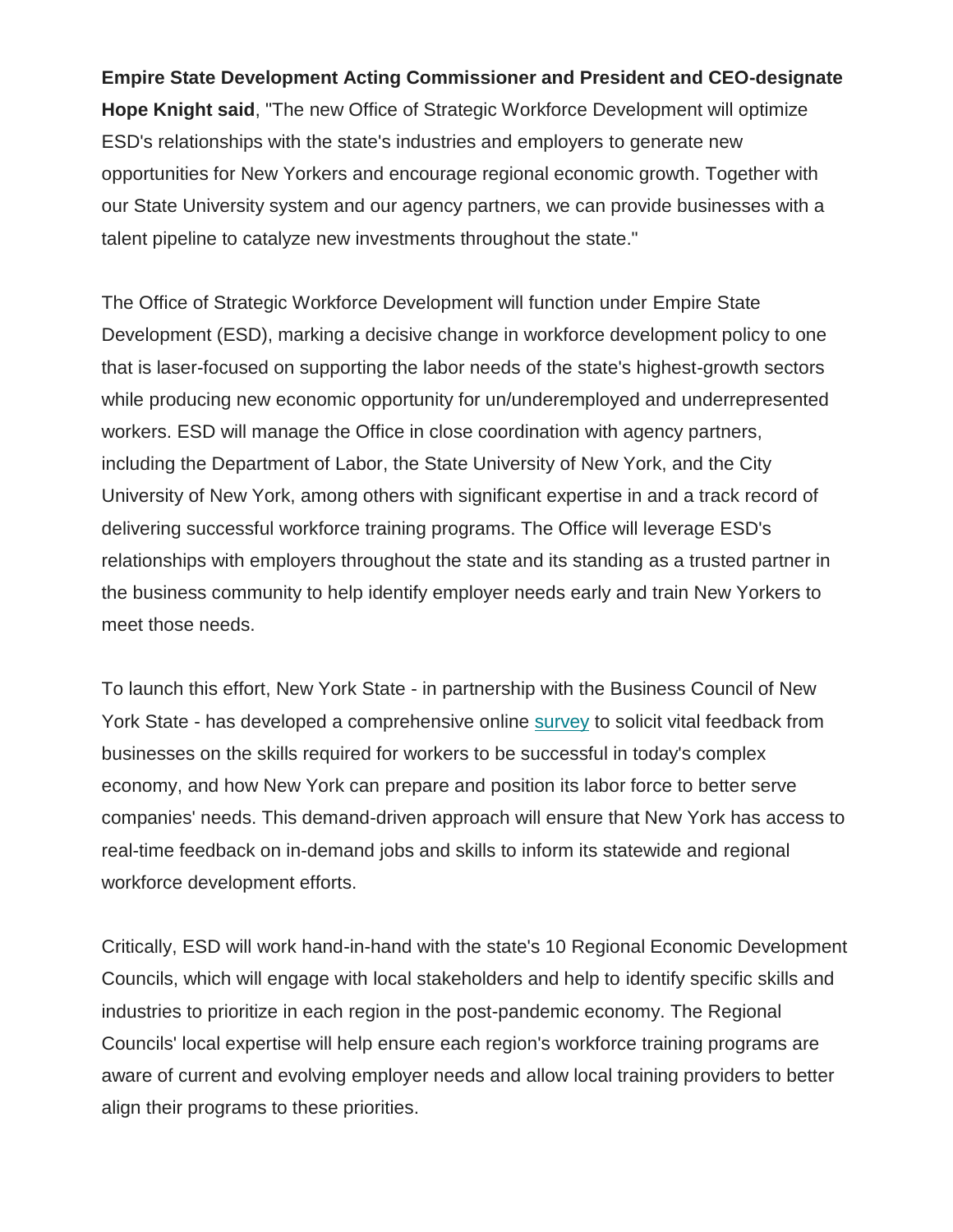**Empire State Development Acting Commissioner and President and CEO-designate Hope Knight said**, "The new Office of Strategic Workforce Development will optimize ESD's relationships with the state's industries and employers to generate new opportunities for New Yorkers and encourage regional economic growth. Together with our State University system and our agency partners, we can provide businesses with a talent pipeline to catalyze new investments throughout the state."

The Office of Strategic Workforce Development will function under Empire State Development (ESD), marking a decisive change in workforce development policy to one that is laser-focused on supporting the labor needs of the state's highest-growth sectors while producing new economic opportunity for un/underemployed and underrepresented workers. ESD will manage the Office in close coordination with agency partners, including the Department of Labor, the State University of New York, and the City University of New York, among others with significant expertise in and a track record of delivering successful workforce training programs. The Office will leverage ESD's relationships with employers throughout the state and its standing as a trusted partner in the business community to help identify employer needs early and train New Yorkers to meet those needs.

To launch this effort, New York State - in partnership with the Business Council of New York State - has developed a comprehensive online survey to solicit vital feedback from businesses on the skills required for workers to be successful in today's complex economy, and how New York can prepare and position its labor force to better serve companies' needs. This demand-driven approach will ensure that New York has access to real-time feedback on in-demand jobs and skills to inform its statewide and regional workforce development efforts.

Critically, ESD will work hand-in-hand with the state's 10 Regional Economic Development Councils, which will engage with local stakeholders and help to identify specific skills and industries to prioritize in each region in the post-pandemic economy. The Regional Councils' local expertise will help ensure each region's workforce training programs are aware of current and evolving employer needs and allow local training providers to better align their programs to these priorities.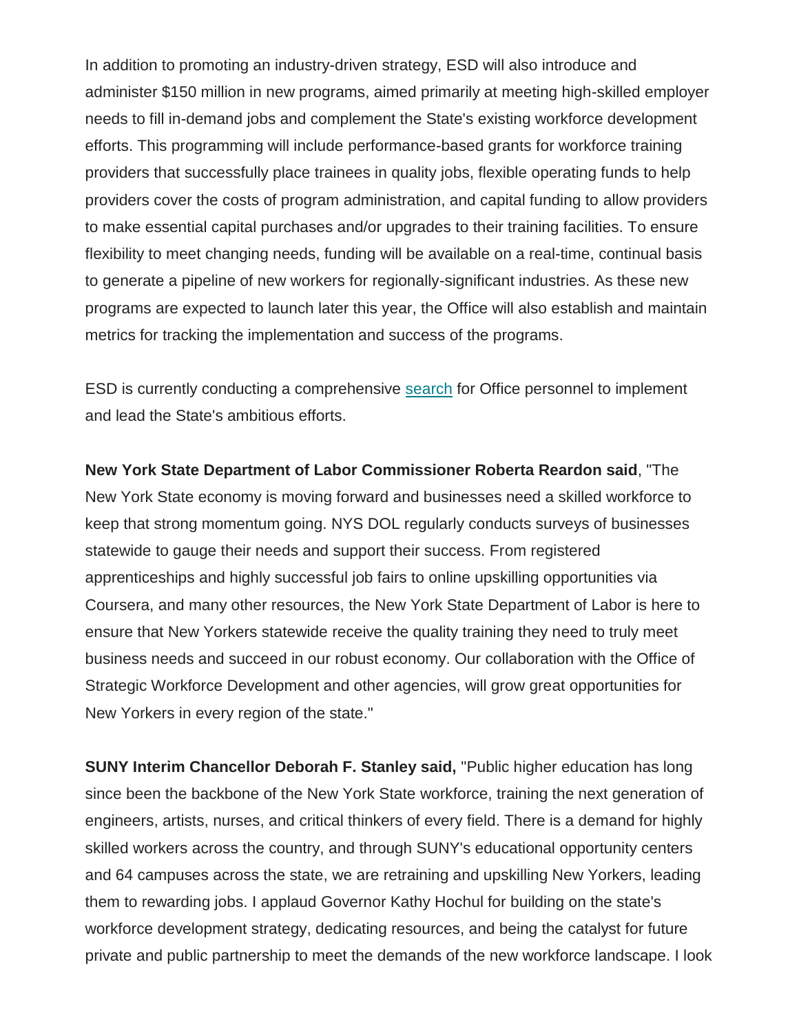In addition to promoting an industry-driven strategy, ESD will also introduce and administer $150 million in new programs, aimed primarily at meeting high-skilled employer needs to fill in-demand jobs and complement the State's existing workforce development efforts. This programming will include performance-based grants for workforce training providers that successfully place trainees in quality jobs, flexible operating funds to help providers cover the costs of program administration, and capital funding to allow providers to make essential capital purchases and/or upgrades to their training facilities. To ensure flexibility to meet changing needs, funding will be available on a real-time, continual basis to generate a pipeline of new workers for regionally-significant industries. As these new programs are expected to launch later this year, the Office will also establish and maintain metrics for tracking the implementation and success of the programs.

ESD is currently conducting a comprehensive search for Office personnel to implement and lead the State's ambitious efforts.

**New York State Department of Labor Commissioner Roberta Reardon said**, "The New York State economy is moving forward and businesses need a skilled workforce to keep that strong momentum going. NYS DOL regularly conducts surveys of businesses statewide to gauge their needs and support their success. From registered apprenticeships and highly successful job fairs to online upskilling opportunities via Coursera, and many other resources, the New York State Department of Labor is here to ensure that New Yorkers statewide receive the quality training they need to truly meet business needs and succeed in our robust economy. Our collaboration with the Office of Strategic Workforce Development and other agencies, will grow great opportunities for New Yorkers in every region of the state."

**SUNY Interim Chancellor Deborah F. Stanley said,** "Public higher education has long since been the backbone of the New York State workforce, training the next generation of engineers, artists, nurses, and critical thinkers of every field. There is a demand for highly skilled workers across the country, and through SUNY's educational opportunity centers and 64 campuses across the state, we are retraining and upskilling New Yorkers, leading them to rewarding jobs. I applaud Governor Kathy Hochul for building on the state's workforce development strategy, dedicating resources, and being the catalyst for future private and public partnership to meet the demands of the new workforce landscape. I look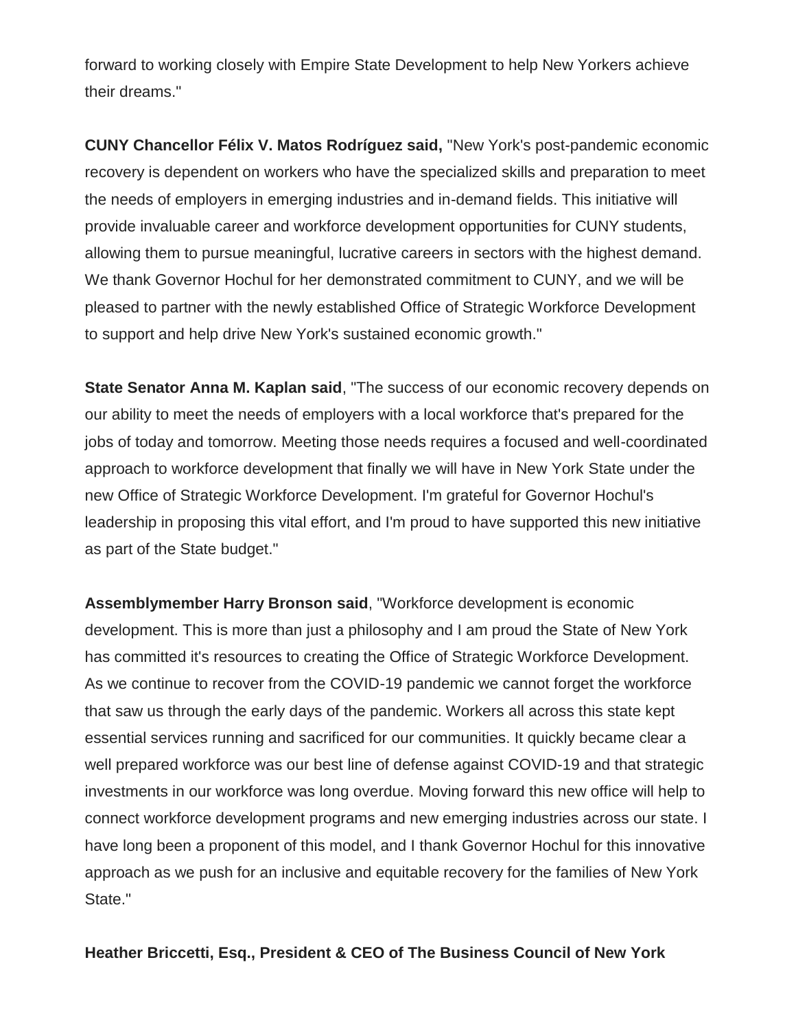forward to working closely with Empire State Development to help New Yorkers achieve their dreams."

**CUNY Chancellor Félix V. Matos Rodríguez said,** "New York's post-pandemic economic recovery is dependent on workers who have the specialized skills and preparation to meet the needs of employers in emerging industries and in-demand fields. This initiative will provide invaluable career and workforce development opportunities for CUNY students, allowing them to pursue meaningful, lucrative careers in sectors with the highest demand. We thank Governor Hochul for her demonstrated commitment to CUNY, and we will be pleased to partner with the newly established Office of Strategic Workforce Development to support and help drive New York's sustained economic growth."

**State Senator Anna M. Kaplan said**, "The success of our economic recovery depends on our ability to meet the needs of employers with a local workforce that's prepared for the jobs of today and tomorrow. Meeting those needs requires a focused and well-coordinated approach to workforce development that finally we will have in New York State under the new Office of Strategic Workforce Development. I'm grateful for Governor Hochul's leadership in proposing this vital effort, and I'm proud to have supported this new initiative as part of the State budget."

**Assemblymember Harry Bronson said**, "Workforce development is economic development. This is more than just a philosophy and I am proud the State of New York has committed it's resources to creating the Office of Strategic Workforce Development. As we continue to recover from the COVID-19 pandemic we cannot forget the workforce that saw us through the early days of the pandemic. Workers all across this state kept essential services running and sacrificed for our communities. It quickly became clear a well prepared workforce was our best line of defense against COVID-19 and that strategic investments in our workforce was long overdue. Moving forward this new office will help to connect workforce development programs and new emerging industries across our state. I have long been a proponent of this model, and I thank Governor Hochul for this innovative approach as we push for an inclusive and equitable recovery for the families of New York State."

**Heather Briccetti, Esq., President & CEO of The Business Council of New York**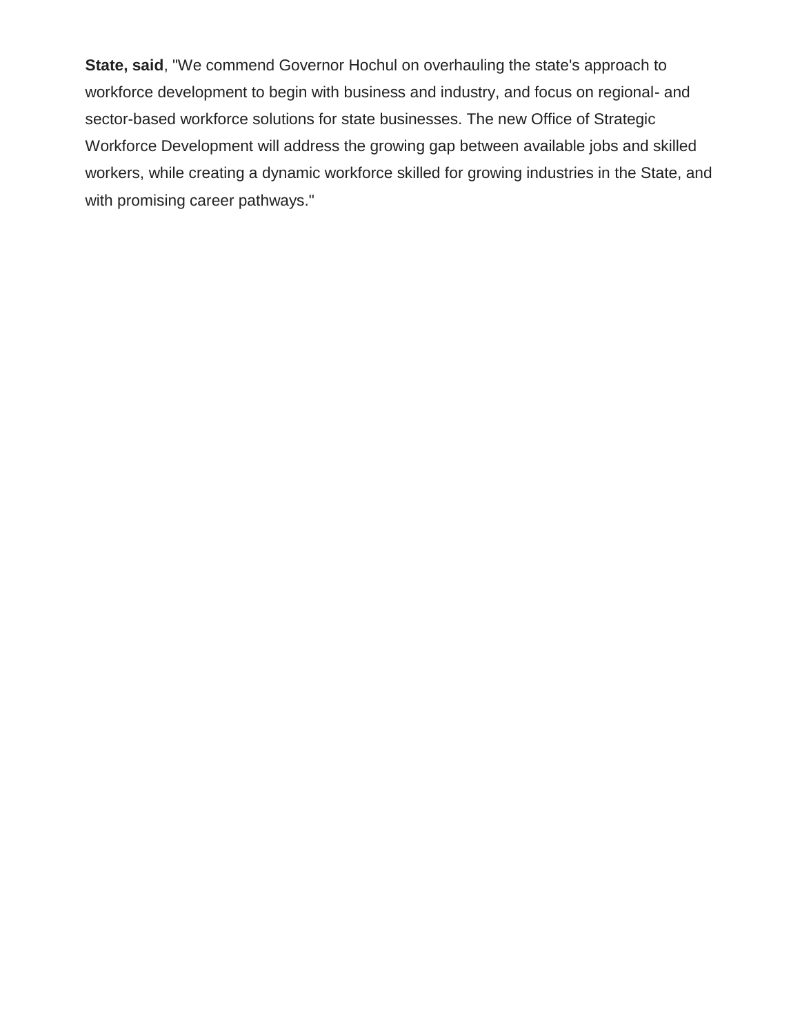**State, said**, "We commend Governor Hochul on overhauling the state's approach to workforce development to begin with business and industry, and focus on regional- and sector-based workforce solutions for state businesses. The new Office of Strategic Workforce Development will address the growing gap between available jobs and skilled workers, while creating a dynamic workforce skilled for growing industries in the State, and with promising career pathways."